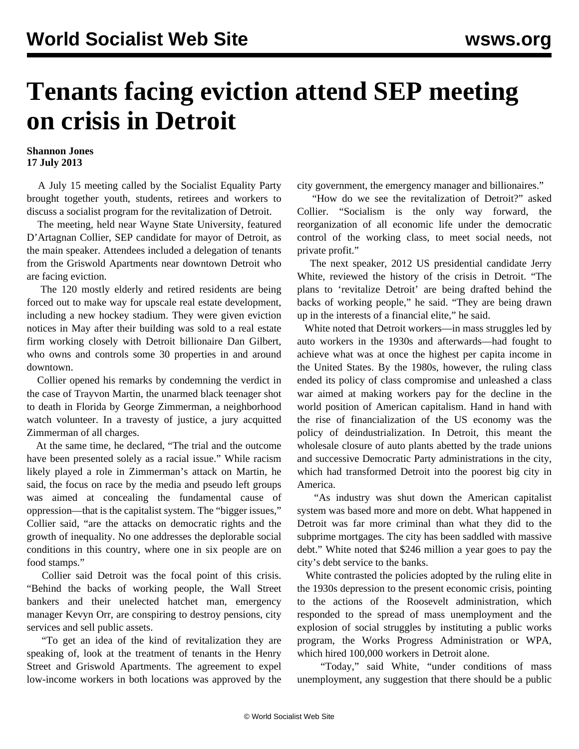# Tenants facing eviction attend SEP meeting on crisis in Detroit

**Shannon Jones**
**17 July 2013**

A July 15 meeting called by the Socialist Equality Party brought together youth, students, retirees and workers to discuss a socialist program for the revitalization of Detroit.

The meeting, held near Wayne State University, featured D'Artagnan Collier, SEP candidate for mayor of Detroit, as the main speaker. Attendees included a delegation of tenants from the Griswold Apartments near downtown Detroit who are facing eviction.

The 120 mostly elderly and retired residents are being forced out to make way for upscale real estate development, including a new hockey stadium. They were given eviction notices in May after their building was sold to a real estate firm working closely with Detroit billionaire Dan Gilbert, who owns and controls some 30 properties in and around downtown.

Collier opened his remarks by condemning the verdict in the case of Trayvon Martin, the unarmed black teenager shot to death in Florida by George Zimmerman, a neighborhood watch volunteer. In a travesty of justice, a jury acquitted Zimmerman of all charges.

At the same time, he declared, "The trial and the outcome have been presented solely as a racial issue." While racism likely played a role in Zimmerman's attack on Martin, he said, the focus on race by the media and pseudo left groups was aimed at concealing the fundamental cause of oppression—that is the capitalist system. The "bigger issues," Collier said, "are the attacks on democratic rights and the growth of inequality. No one addresses the deplorable social conditions in this country, where one in six people are on food stamps."

Collier said Detroit was the focal point of this crisis. "Behind the backs of working people, the Wall Street bankers and their unelected hatchet man, emergency manager Kevyn Orr, are conspiring to destroy pensions, city services and sell public assets.

"To get an idea of the kind of revitalization they are speaking of, look at the treatment of tenants in the Henry Street and Griswold Apartments. The agreement to expel low-income workers in both locations was approved by the city government, the emergency manager and billionaires."

"How do we see the revitalization of Detroit?" asked Collier. "Socialism is the only way forward, the reorganization of all economic life under the democratic control of the working class, to meet social needs, not private profit."

The next speaker, 2012 US presidential candidate Jerry White, reviewed the history of the crisis in Detroit. "The plans to 'revitalize Detroit' are being drafted behind the backs of working people," he said. "They are being drawn up in the interests of a financial elite," he said.

White noted that Detroit workers—in mass struggles led by auto workers in the 1930s and afterwards—had fought to achieve what was at once the highest per capita income in the United States. By the 1980s, however, the ruling class ended its policy of class compromise and unleashed a class war aimed at making workers pay for the decline in the world position of American capitalism. Hand in hand with the rise of financialization of the US economy was the policy of deindustrialization. In Detroit, this meant the wholesale closure of auto plants abetted by the trade unions and successive Democratic Party administrations in the city, which had transformed Detroit into the poorest big city in America.

"As industry was shut down the American capitalist system was based more and more on debt. What happened in Detroit was far more criminal than what they did to the subprime mortgages. The city has been saddled with massive debt." White noted that $246 million a year goes to pay the city's debt service to the banks.

White contrasted the policies adopted by the ruling elite in the 1930s depression to the present economic crisis, pointing to the actions of the Roosevelt administration, which responded to the spread of mass unemployment and the explosion of social struggles by instituting a public works program, the Works Progress Administration or WPA, which hired 100,000 workers in Detroit alone.

"Today," said White, "under conditions of mass unemployment, any suggestion that there should be a public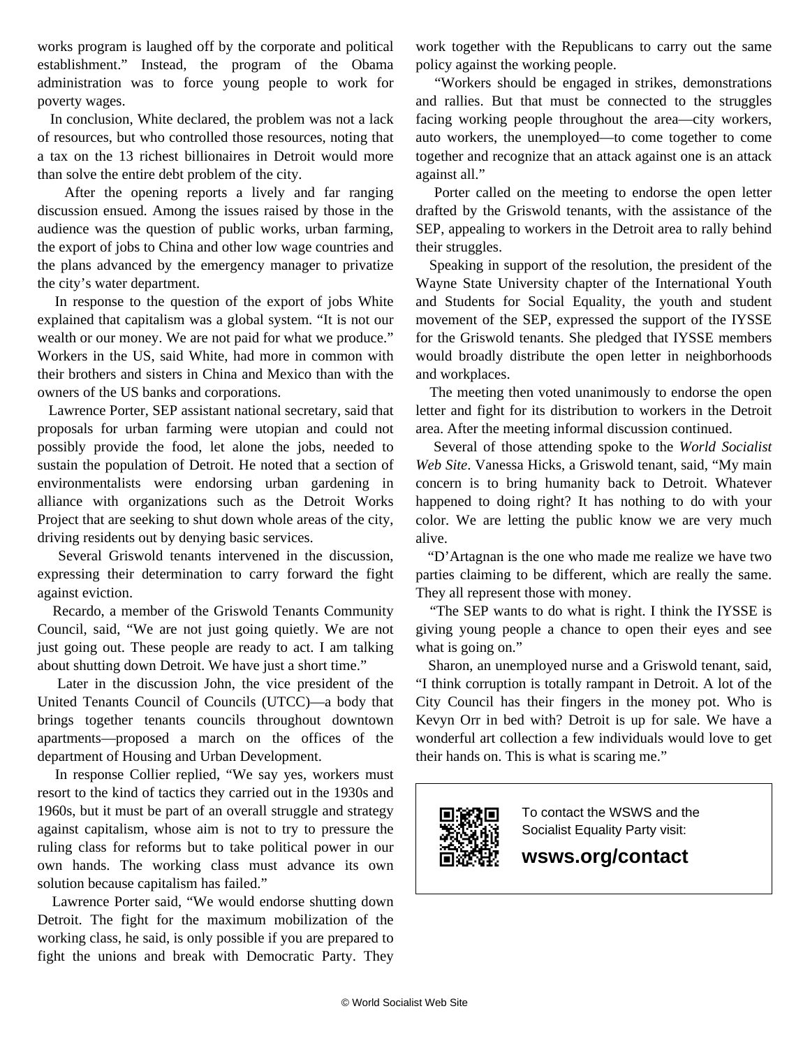works program is laughed off by the corporate and political establishment." Instead, the program of the Obama administration was to force young people to work for poverty wages.

In conclusion, White declared, the problem was not a lack of resources, but who controlled those resources, noting that a tax on the 13 richest billionaires in Detroit would more than solve the entire debt problem of the city.

After the opening reports a lively and far ranging discussion ensued. Among the issues raised by those in the audience was the question of public works, urban farming, the export of jobs to China and other low wage countries and the plans advanced by the emergency manager to privatize the city's water department.

In response to the question of the export of jobs White explained that capitalism was a global system. "It is not our wealth or our money. We are not paid for what we produce." Workers in the US, said White, had more in common with their brothers and sisters in China and Mexico than with the owners of the US banks and corporations.

Lawrence Porter, SEP assistant national secretary, said that proposals for urban farming were utopian and could not possibly provide the food, let alone the jobs, needed to sustain the population of Detroit. He noted that a section of environmentalists were endorsing urban gardening in alliance with organizations such as the Detroit Works Project that are seeking to shut down whole areas of the city, driving residents out by denying basic services.

Several Griswold tenants intervened in the discussion, expressing their determination to carry forward the fight against eviction.

Recardo, a member of the Griswold Tenants Community Council, said, "We are not just going quietly. We are not just going out. These people are ready to act. I am talking about shutting down Detroit. We have just a short time."

Later in the discussion John, the vice president of the United Tenants Council of Councils (UTCC)—a body that brings together tenants councils throughout downtown apartments—proposed a march on the offices of the department of Housing and Urban Development.

In response Collier replied, "We say yes, workers must resort to the kind of tactics they carried out in the 1930s and 1960s, but it must be part of an overall struggle and strategy against capitalism, whose aim is not to try to pressure the ruling class for reforms but to take political power in our own hands. The working class must advance its own solution because capitalism has failed."

Lawrence Porter said, "We would endorse shutting down Detroit. The fight for the maximum mobilization of the working class, he said, is only possible if you are prepared to fight the unions and break with Democratic Party. They work together with the Republicans to carry out the same policy against the working people.

"Workers should be engaged in strikes, demonstrations and rallies. But that must be connected to the struggles facing working people throughout the area—city workers, auto workers, the unemployed—to come together to come together and recognize that an attack against one is an attack against all."

Porter called on the meeting to endorse the open letter drafted by the Griswold tenants, with the assistance of the SEP, appealing to workers in the Detroit area to rally behind their struggles.

Speaking in support of the resolution, the president of the Wayne State University chapter of the International Youth and Students for Social Equality, the youth and student movement of the SEP, expressed the support of the IYSSE for the Griswold tenants. She pledged that IYSSE members would broadly distribute the open letter in neighborhoods and workplaces.

The meeting then voted unanimously to endorse the open letter and fight for its distribution to workers in the Detroit area. After the meeting informal discussion continued.

Several of those attending spoke to the *World Socialist Web Site*. Vanessa Hicks, a Griswold tenant, said, "My main concern is to bring humanity back to Detroit. Whatever happened to doing right? It has nothing to do with your color. We are letting the public know we are very much alive.

"D'Artagnan is the one who made me realize we have two parties claiming to be different, which are really the same. They all represent those with money.

"The SEP wants to do what is right. I think the IYSSE is giving young people a chance to open their eyes and see what is going on."

Sharon, an unemployed nurse and a Griswold tenant, said, "I think corruption is totally rampant in Detroit. A lot of the City Council has their fingers in the money pot. Who is Kevyn Orr in bed with? Detroit is up for sale. We have a wonderful art collection a few individuals would love to get their hands on. This is what is scaring me."

To contact the WSWS and the Socialist Equality Party visit:

**wsws.org/contact**